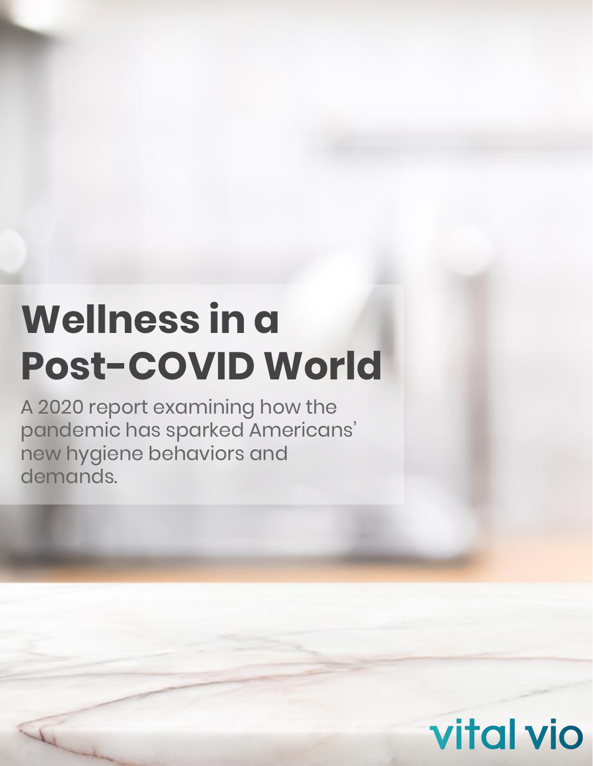# Wellness in a Post-COVID World

A 2020 report examining how the pandemic has sparked Americans' new hygiene behaviors and demands.

vital vio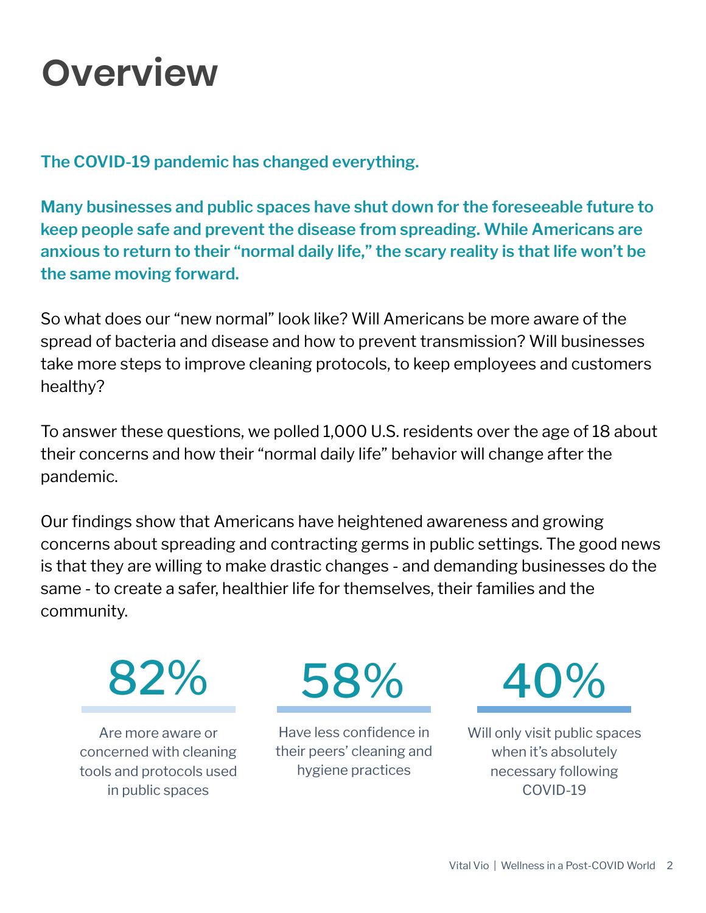# Overview

**The COVID-19 pandemic has changed everything.**

**Many businesses and public spaces have shut down for the foreseeable future to keep people safe and prevent the disease from spreading. While Americans are anxious to return to their "normal daily life," the scary reality is that life won't be the same moving forward.**

So what does our "new normal" look like? Will Americans be more aware of the spread of bacteria and disease and how to prevent transmission? Will businesses take more steps to improve cleaning protocols, to keep employees and customers healthy?

To answer these questions, we polled 1,000 U.S. residents over the age of 18 about their concerns and how their "normal daily life" behavior will change after the pandemic.

Our findings show that Americans have heightened awareness and growing concerns about spreading and contracting germs in public settings. The good news is that they are willing to make drastic changes - and demanding businesses do the same - to create a safer, healthier life for themselves, their families and the community.

**82%**

Are more aware or concerned with cleaning tools and protocols used in public spaces

**58%**

Have less confidence in their peers' cleaning and hygiene practices

**40%**

Will only visit public spaces when it's absolutely necessary following COVID-19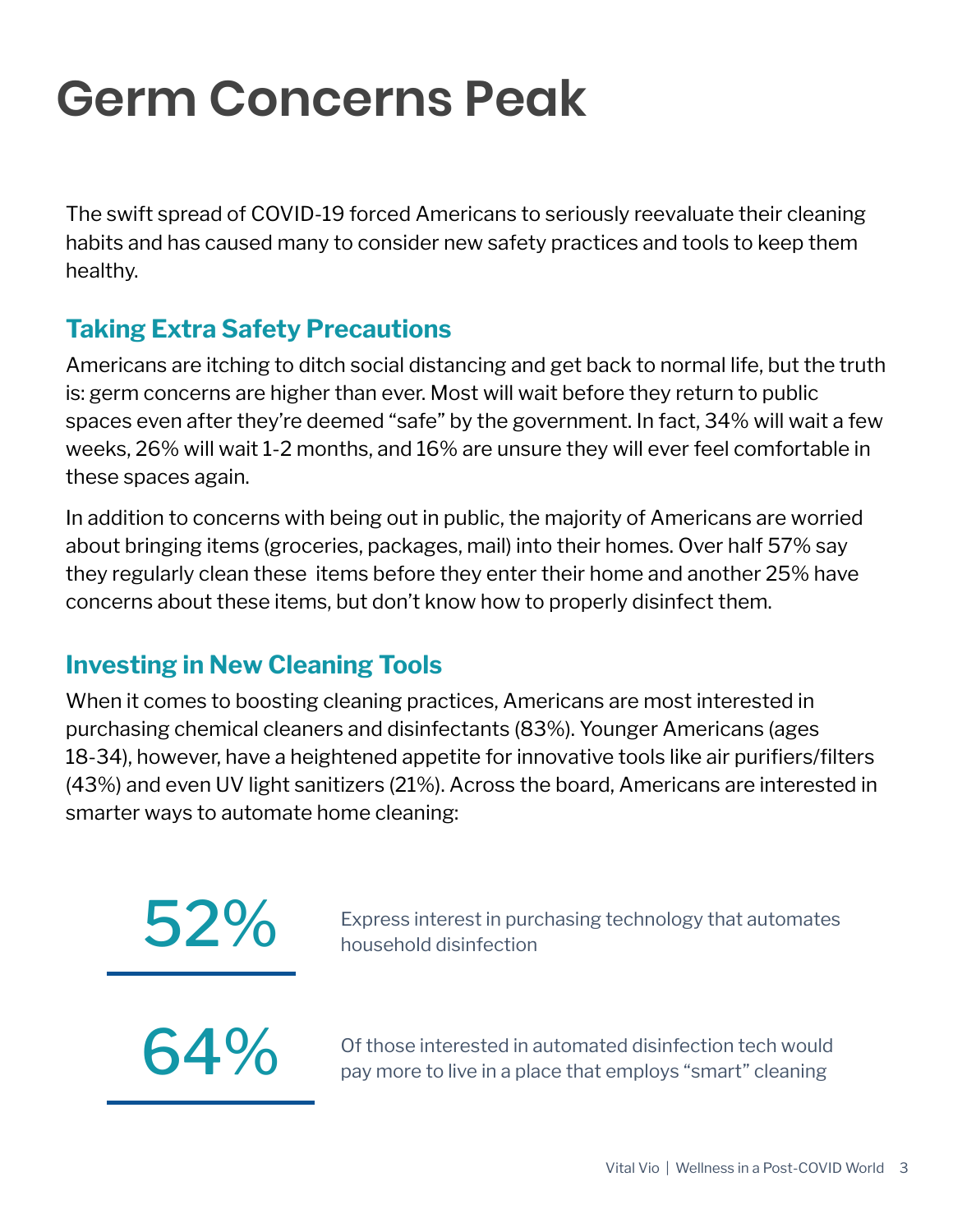# Germ Concerns Peak

The swift spread of COVID-19 forced Americans to seriously reevaluate their cleaning habits and has caused many to consider new safety practices and tools to keep them healthy.

## Taking Extra Safety Precautions

Americans are itching to ditch social distancing and get back to normal life, but the truth is: germ concerns are higher than ever. Most will wait before they return to public spaces even after they're deemed "safe" by the government. In fact, 34% will wait a few weeks, 26% will wait 1-2 months, and 16% are unsure they will ever feel comfortable in these spaces again.

In addition to concerns with being out in public, the majority of Americans are worried about bringing items (groceries, packages, mail) into their homes. Over half 57% say they regularly clean these items before they enter their home and another 25% have concerns about these items, but don't know how to properly disinfect them.

## Investing in New Cleaning Tools

When it comes to boosting cleaning practices, Americans are most interested in purchasing chemical cleaners and disinfectants (83%). Younger Americans (ages 18-34), however, have a heightened appetite for innovative tools like air purifiers/filters (43%) and even UV light sanitizers (21%). Across the board, Americans are interested in smarter ways to automate home cleaning:

**52%** Express interest in purchasing technology that automates household disinfection

**64%** Of those interested in automated disinfection tech would pay more to live in a place that employs "smart" cleaning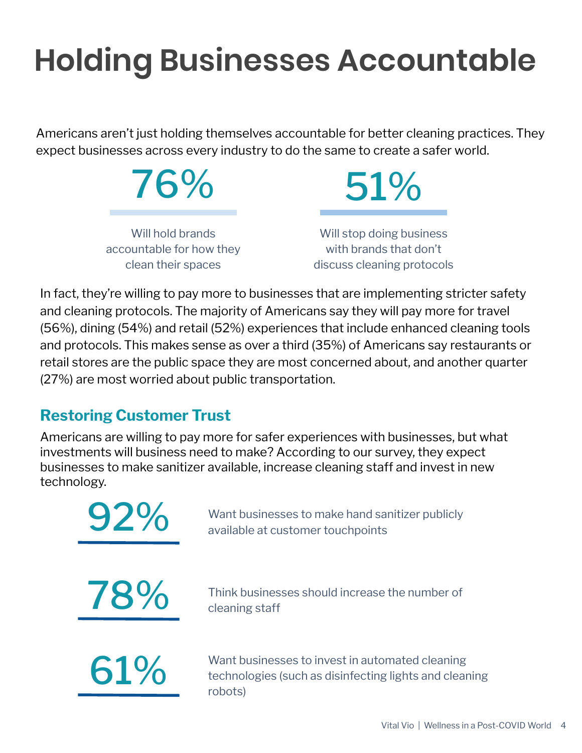# Holding Businesses Accountable

Americans aren't just holding themselves accountable for better cleaning practices. They expect businesses across every industry to do the same to create a safer world.

**76%**

Will hold brands accountable for how they clean their spaces

**51%**

Will stop doing business with brands that don't discuss cleaning protocols

In fact, they're willing to pay more to businesses that are implementing stricter safety and cleaning protocols. The majority of Americans say they will pay more for travel (56%), dining (54%) and retail (52%) experiences that include enhanced cleaning tools and protocols. This makes sense as over a third (35%) of Americans say restaurants or retail stores are the public space they are most concerned about, and another quarter (27%) are most worried about public transportation.

## Restoring Customer Trust

Americans are willing to pay more for safer experiences with businesses, but what investments will business need to make? According to our survey, they expect businesses to make sanitizer available, increase cleaning staff and invest in new technology.

**92%** Want businesses to make hand sanitizer publicly available at customer touchpoints

**78%** Think businesses should increase the number of cleaning staff

**61%** Want businesses to invest in automated cleaning technologies (such as disinfecting lights and cleaning robots)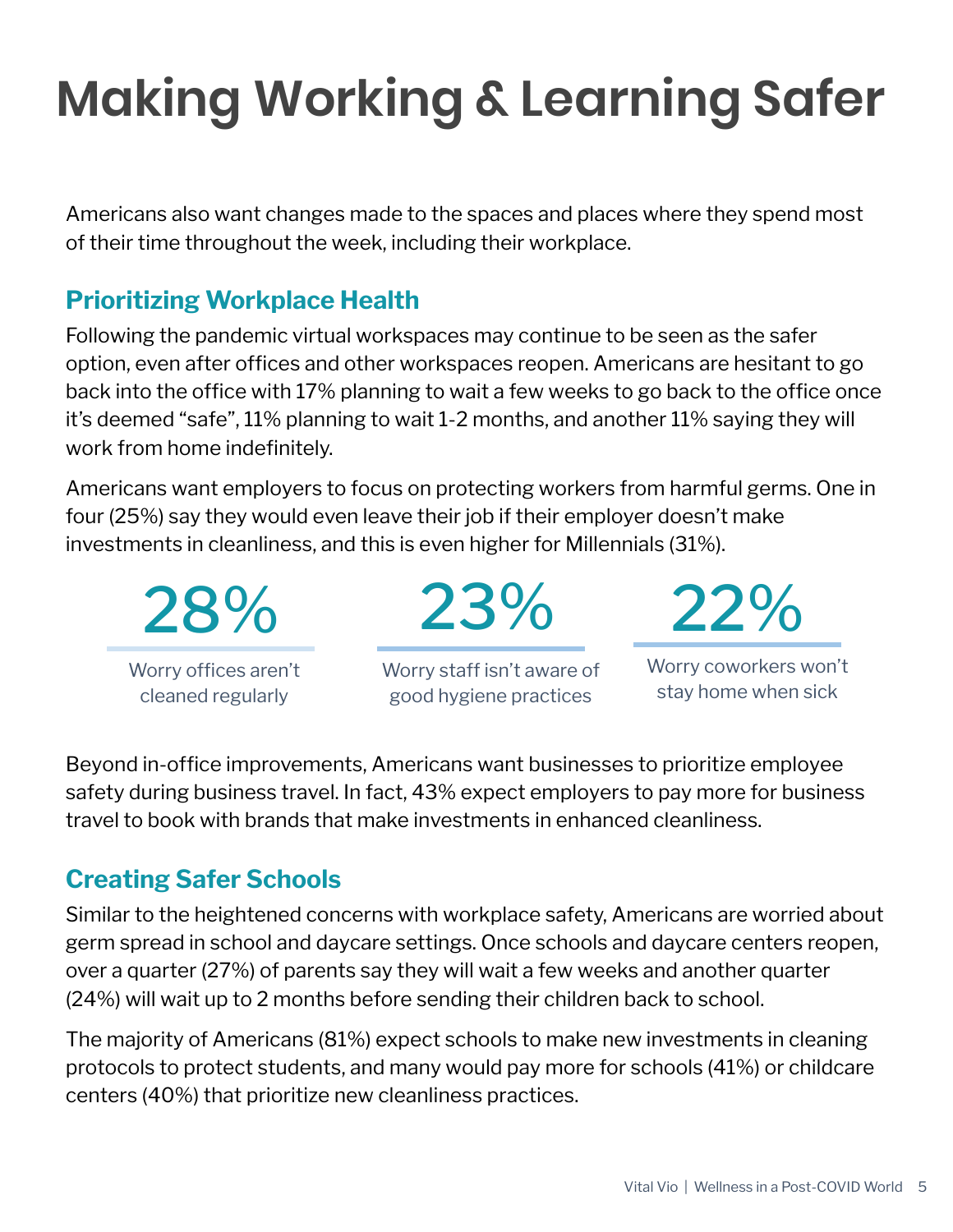# Making Working & Learning Safer

Americans also want changes made to the spaces and places where they spend most of their time throughout the week, including their workplace.

## Prioritizing Workplace Health

Following the pandemic virtual workspaces may continue to be seen as the safer option, even after offices and other workspaces reopen. Americans are hesitant to go back into the office with 17% planning to wait a few weeks to go back to the office once it's deemed "safe", 11% planning to wait 1-2 months, and another 11% saying they will work from home indefinitely.

Americans want employers to focus on protecting workers from harmful germs. One in four (25%) say they would even leave their job if their employer doesn't make investments in cleanliness, and this is even higher for Millennials (31%).

**28%**
Worry offices aren't cleaned regularly

**23%**
Worry staff isn't aware of good hygiene practices

**22%**
Worry coworkers won't stay home when sick

Beyond in-office improvements, Americans want businesses to prioritize employee safety during business travel. In fact, 43% expect employers to pay more for business travel to book with brands that make investments in enhanced cleanliness.

## Creating Safer Schools

Similar to the heightened concerns with workplace safety, Americans are worried about germ spread in school and daycare settings. Once schools and daycare centers reopen, over a quarter (27%) of parents say they will wait a few weeks and another quarter (24%) will wait up to 2 months before sending their children back to school.

The majority of Americans (81%) expect schools to make new investments in cleaning protocols to protect students, and many would pay more for schools (41%) or childcare centers (40%) that prioritize new cleanliness practices.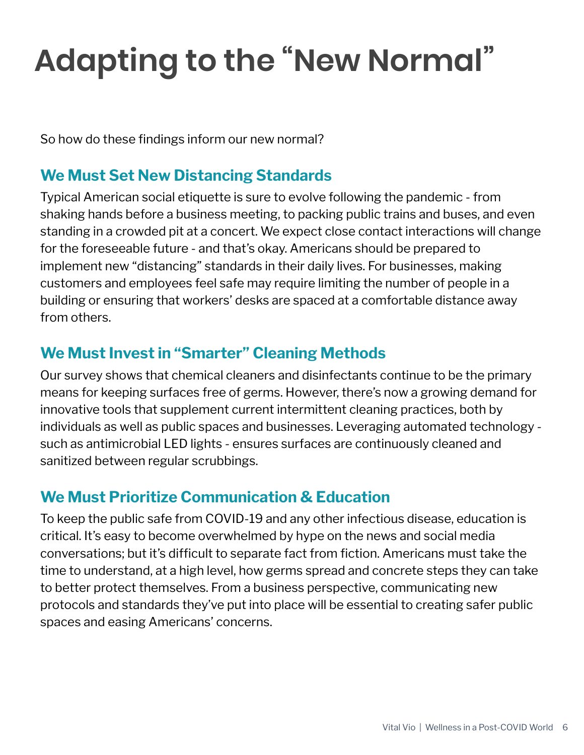# Adapting to the "New Normal"

So how do these findings inform our new normal?

## We Must Set New Distancing Standards

Typical American social etiquette is sure to evolve following the pandemic - from shaking hands before a business meeting, to packing public trains and buses, and even standing in a crowded pit at a concert. We expect close contact interactions will change for the foreseeable future - and that's okay. Americans should be prepared to implement new "distancing" standards in their daily lives. For businesses, making customers and employees feel safe may require limiting the number of people in a building or ensuring that workers' desks are spaced at a comfortable distance away from others.

## We Must Invest in "Smarter" Cleaning Methods

Our survey shows that chemical cleaners and disinfectants continue to be the primary means for keeping surfaces free of germs. However, there's now a growing demand for innovative tools that supplement current intermittent cleaning practices, both by individuals as well as public spaces and businesses. Leveraging automated technology - such as antimicrobial LED lights - ensures surfaces are continuously cleaned and sanitized between regular scrubbings.

## We Must Prioritize Communication & Education

To keep the public safe from COVID-19 and any other infectious disease, education is critical. It's easy to become overwhelmed by hype on the news and social media conversations; but it's difficult to separate fact from fiction. Americans must take the time to understand, at a high level, how germs spread and concrete steps they can take to better protect themselves. From a business perspective, communicating new protocols and standards they've put into place will be essential to creating safer public spaces and easing Americans' concerns.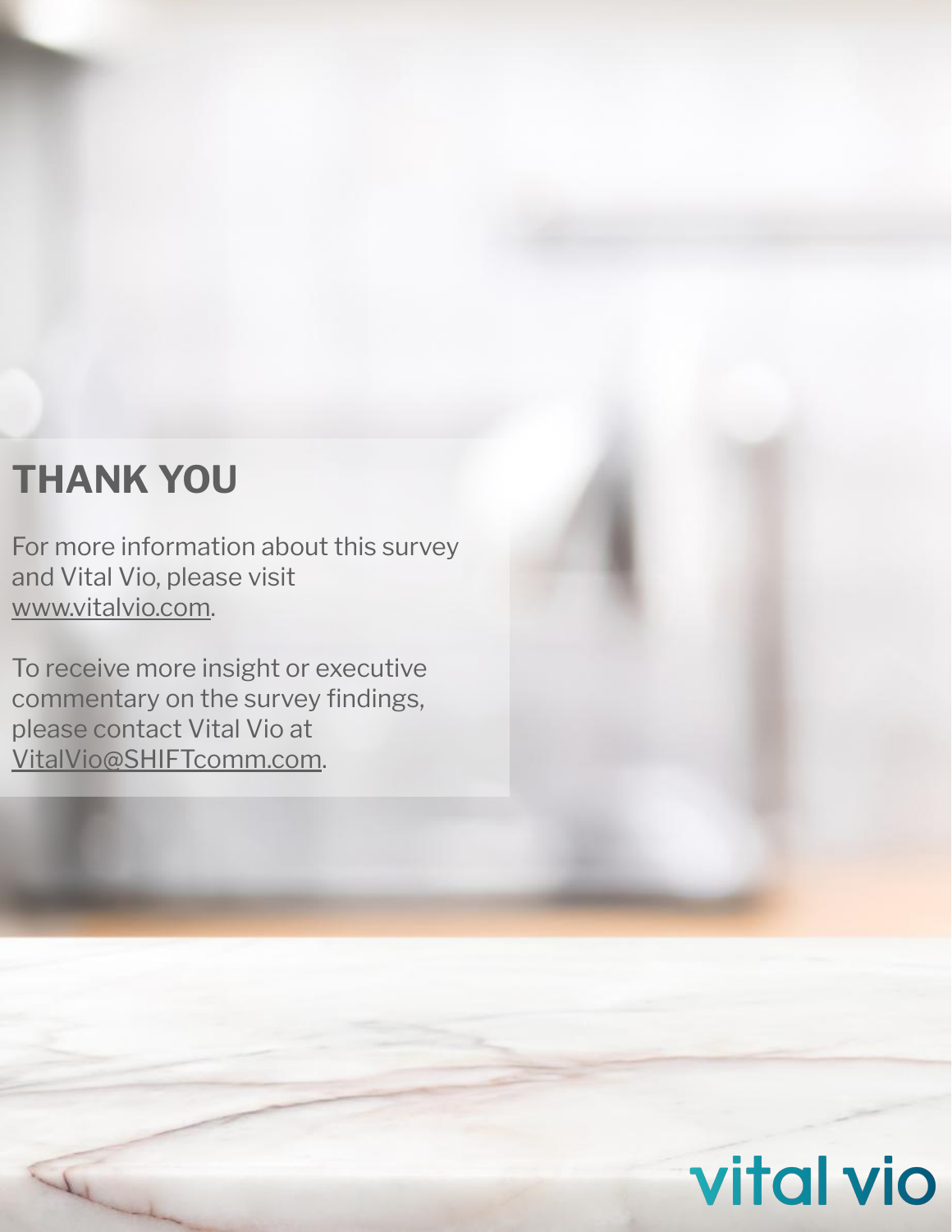# THANK YOU

For more information about this survey and Vital Vio, please visit www.vitalvio.com.

To receive more insight or executive commentary on the survey findings, please contact Vital Vio at VitalVio@SHIFTcomm.com.

vital vio